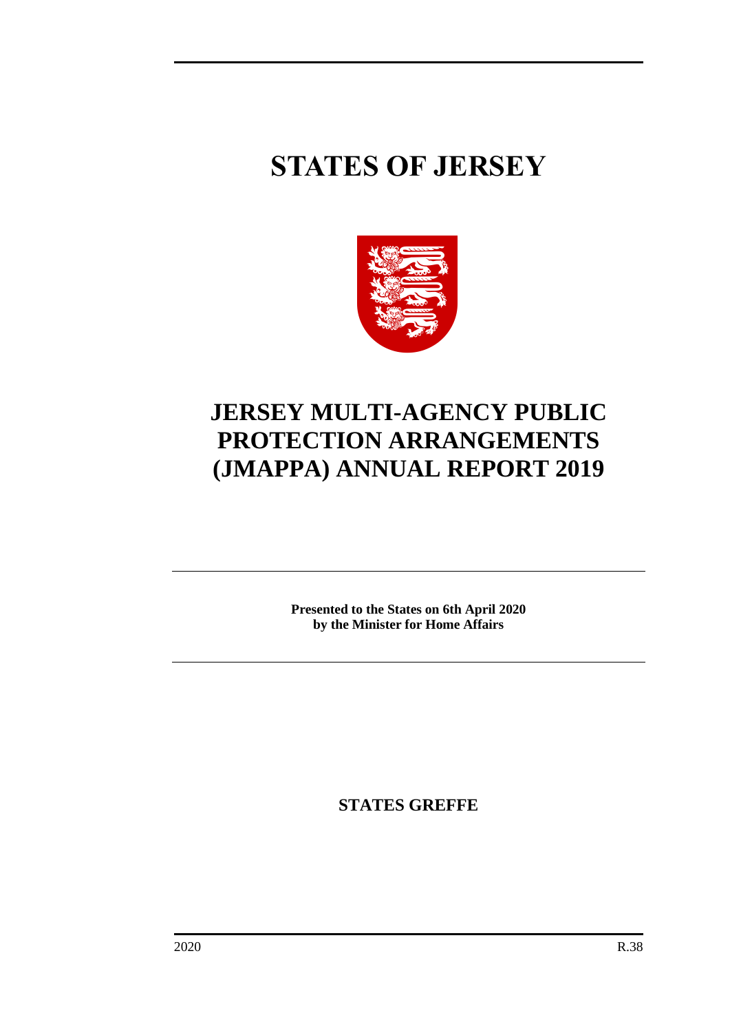# STATES OF JERSEY

# JERSEY MULTI-AGENCY PUBLIC PROTECTION ARRANGEMENTS (JMAPPA) ANNUAL REPORT 2019

**Presented to the States on 6th April 2020**
**by the Minister for Home Affairs**

**STATES GREFFE**

2020 R.38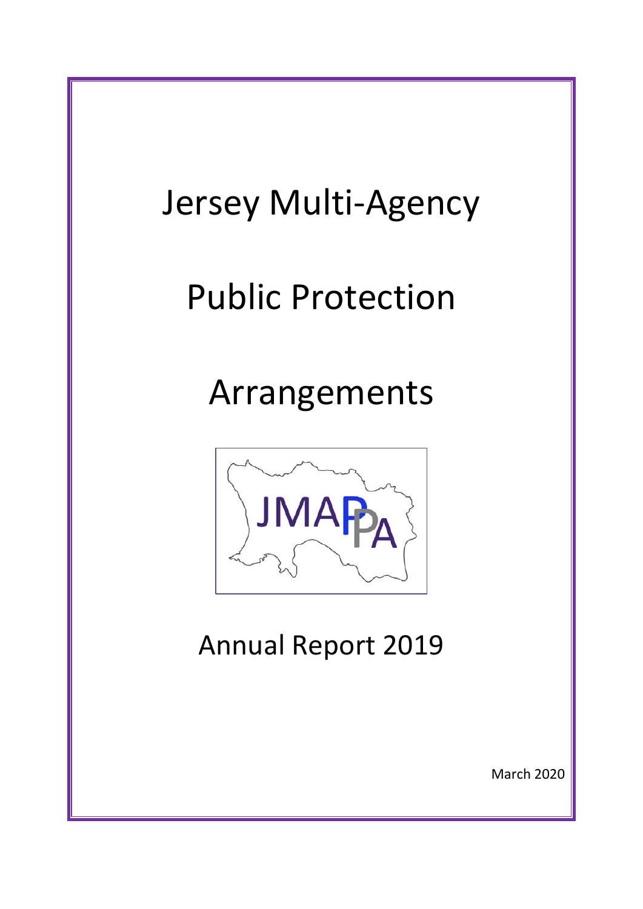# Jersey Multi-Agency

# Public Protection

# Arrangements

JMAPPA

## Annual Report 2019

March 2020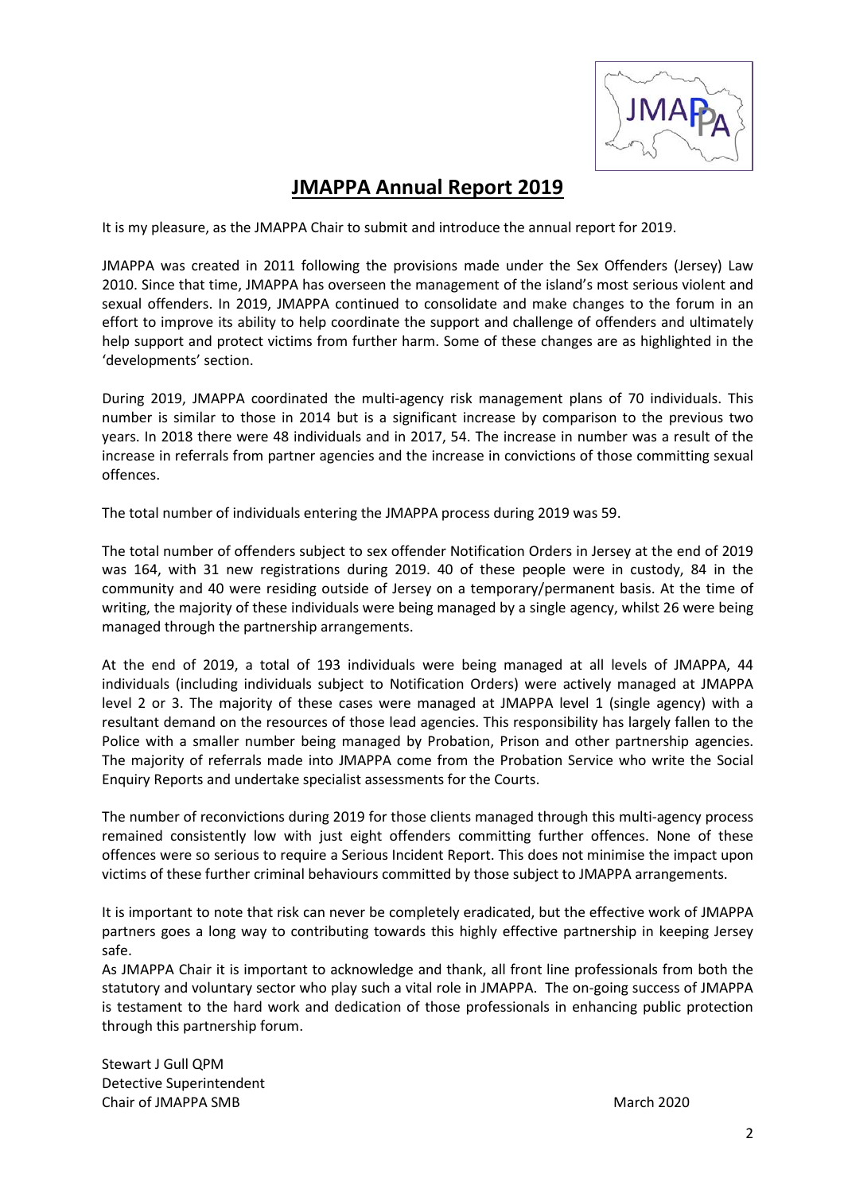# JMAPPA Annual Report 2019

It is my pleasure, as the JMAPPA Chair to submit and introduce the annual report for 2019.

JMAPPA was created in 2011 following the provisions made under the Sex Offenders (Jersey) Law 2010. Since that time, JMAPPA has overseen the management of the island's most serious violent and sexual offenders. In 2019, JMAPPA continued to consolidate and make changes to the forum in an effort to improve its ability to help coordinate the support and challenge of offenders and ultimately help support and protect victims from further harm. Some of these changes are as highlighted in the 'developments' section.

During 2019, JMAPPA coordinated the multi-agency risk management plans of 70 individuals. This number is similar to those in 2014 but is a significant increase by comparison to the previous two years. In 2018 there were 48 individuals and in 2017, 54. The increase in number was a result of the increase in referrals from partner agencies and the increase in convictions of those committing sexual offences.

The total number of individuals entering the JMAPPA process during 2019 was 59.

The total number of offenders subject to sex offender Notification Orders in Jersey at the end of 2019 was 164, with 31 new registrations during 2019. 40 of these people were in custody, 84 in the community and 40 were residing outside of Jersey on a temporary/permanent basis. At the time of writing, the majority of these individuals were being managed by a single agency, whilst 26 were being managed through the partnership arrangements.

At the end of 2019, a total of 193 individuals were being managed at all levels of JMAPPA, 44 individuals (including individuals subject to Notification Orders) were actively managed at JMAPPA level 2 or 3. The majority of these cases were managed at JMAPPA level 1 (single agency) with a resultant demand on the resources of those lead agencies. This responsibility has largely fallen to the Police with a smaller number being managed by Probation, Prison and other partnership agencies. The majority of referrals made into JMAPPA come from the Probation Service who write the Social Enquiry Reports and undertake specialist assessments for the Courts.

The number of reconvictions during 2019 for those clients managed through this multi-agency process remained consistently low with just eight offenders committing further offences. None of these offences were so serious to require a Serious Incident Report. This does not minimise the impact upon victims of these further criminal behaviours committed by those subject to JMAPPA arrangements.

It is important to note that risk can never be completely eradicated, but the effective work of JMAPPA partners goes a long way to contributing towards this highly effective partnership in keeping Jersey safe.

As JMAPPA Chair it is important to acknowledge and thank, all front line professionals from both the statutory and voluntary sector who play such a vital role in JMAPPA. The on-going success of JMAPPA is testament to the hard work and dedication of those professionals in enhancing public protection through this partnership forum.

Stewart J Gull QPM
Detective Superintendent
Chair of JMAPPA SMB

March 2020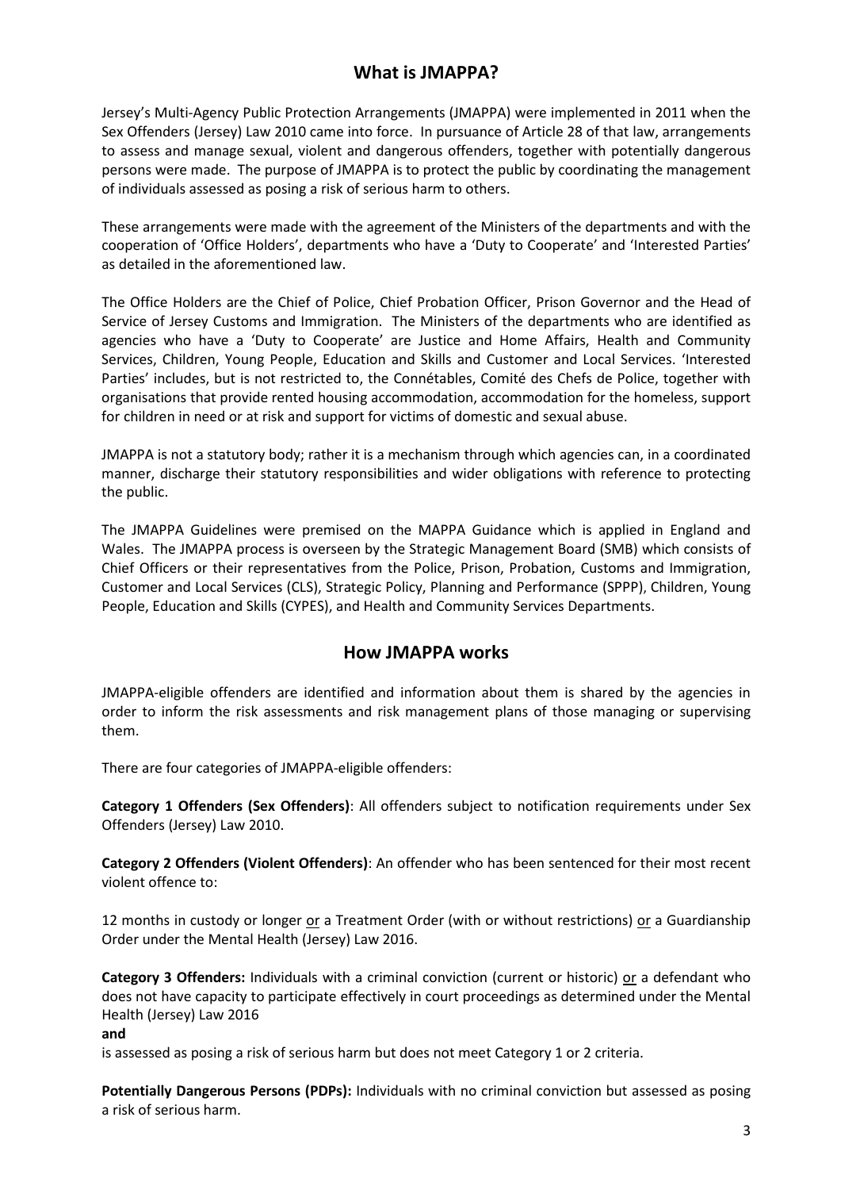## What is JMAPPA?

Jersey's Multi-Agency Public Protection Arrangements (JMAPPA) were implemented in 2011 when the Sex Offenders (Jersey) Law 2010 came into force. In pursuance of Article 28 of that law, arrangements to assess and manage sexual, violent and dangerous offenders, together with potentially dangerous persons were made. The purpose of JMAPPA is to protect the public by coordinating the management of individuals assessed as posing a risk of serious harm to others.

These arrangements were made with the agreement of the Ministers of the departments and with the cooperation of 'Office Holders', departments who have a 'Duty to Cooperate' and 'Interested Parties' as detailed in the aforementioned law.

The Office Holders are the Chief of Police, Chief Probation Officer, Prison Governor and the Head of Service of Jersey Customs and Immigration. The Ministers of the departments who are identified as agencies who have a 'Duty to Cooperate' are Justice and Home Affairs, Health and Community Services, Children, Young People, Education and Skills and Customer and Local Services. 'Interested Parties' includes, but is not restricted to, the Connétables, Comité des Chefs de Police, together with organisations that provide rented housing accommodation, accommodation for the homeless, support for children in need or at risk and support for victims of domestic and sexual abuse.

JMAPPA is not a statutory body; rather it is a mechanism through which agencies can, in a coordinated manner, discharge their statutory responsibilities and wider obligations with reference to protecting the public.

The JMAPPA Guidelines were premised on the MAPPA Guidance which is applied in England and Wales. The JMAPPA process is overseen by the Strategic Management Board (SMB) which consists of Chief Officers or their representatives from the Police, Prison, Probation, Customs and Immigration, Customer and Local Services (CLS), Strategic Policy, Planning and Performance (SPPP), Children, Young People, Education and Skills (CYPES), and Health and Community Services Departments.

## How JMAPPA works

JMAPPA-eligible offenders are identified and information about them is shared by the agencies in order to inform the risk assessments and risk management plans of those managing or supervising them.

There are four categories of JMAPPA-eligible offenders:

**Category 1 Offenders (Sex Offenders)**: All offenders subject to notification requirements under Sex Offenders (Jersey) Law 2010.

**Category 2 Offenders (Violent Offenders)**: An offender who has been sentenced for their most recent violent offence to:

12 months in custody or longer or a Treatment Order (with or without restrictions) or a Guardianship Order under the Mental Health (Jersey) Law 2016.

**Category 3 Offenders:** Individuals with a criminal conviction (current or historic) or a defendant who does not have capacity to participate effectively in court proceedings as determined under the Mental Health (Jersey) Law 2016

**and**

is assessed as posing a risk of serious harm but does not meet Category 1 or 2 criteria.

**Potentially Dangerous Persons (PDPs):** Individuals with no criminal conviction but assessed as posing a risk of serious harm.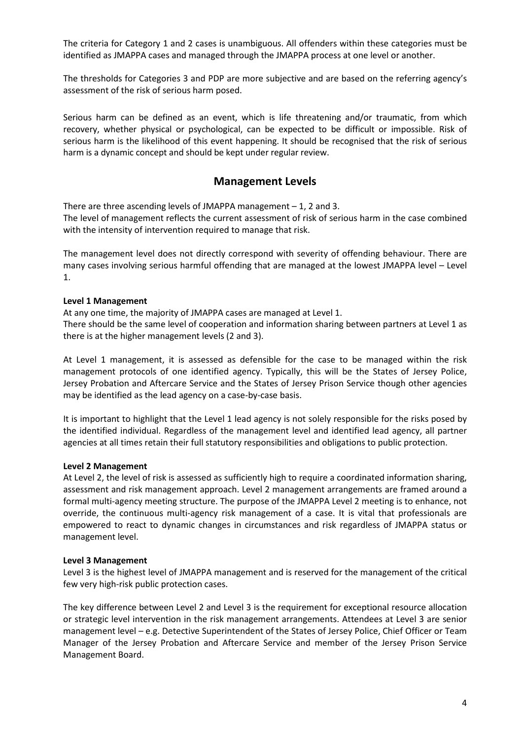The criteria for Category 1 and 2 cases is unambiguous. All offenders within these categories must be identified as JMAPPA cases and managed through the JMAPPA process at one level or another.

The thresholds for Categories 3 and PDP are more subjective and are based on the referring agency's assessment of the risk of serious harm posed.

Serious harm can be defined as an event, which is life threatening and/or traumatic, from which recovery, whether physical or psychological, can be expected to be difficult or impossible. Risk of serious harm is the likelihood of this event happening. It should be recognised that the risk of serious harm is a dynamic concept and should be kept under regular review.

## Management Levels

There are three ascending levels of JMAPPA management – 1, 2 and 3.
The level of management reflects the current assessment of risk of serious harm in the case combined with the intensity of intervention required to manage that risk.

The management level does not directly correspond with severity of offending behaviour. There are many cases involving serious harmful offending that are managed at the lowest JMAPPA level – Level 1.

**Level 1 Management**

At any one time, the majority of JMAPPA cases are managed at Level 1.
There should be the same level of cooperation and information sharing between partners at Level 1 as there is at the higher management levels (2 and 3).

At Level 1 management, it is assessed as defensible for the case to be managed within the risk management protocols of one identified agency. Typically, this will be the States of Jersey Police, Jersey Probation and Aftercare Service and the States of Jersey Prison Service though other agencies may be identified as the lead agency on a case-by-case basis.

It is important to highlight that the Level 1 lead agency is not solely responsible for the risks posed by the identified individual. Regardless of the management level and identified lead agency, all partner agencies at all times retain their full statutory responsibilities and obligations to public protection.

**Level 2 Management**

At Level 2, the level of risk is assessed as sufficiently high to require a coordinated information sharing, assessment and risk management approach. Level 2 management arrangements are framed around a formal multi-agency meeting structure. The purpose of the JMAPPA Level 2 meeting is to enhance, not override, the continuous multi-agency risk management of a case. It is vital that professionals are empowered to react to dynamic changes in circumstances and risk regardless of JMAPPA status or management level.

**Level 3 Management**

Level 3 is the highest level of JMAPPA management and is reserved for the management of the critical few very high-risk public protection cases.

The key difference between Level 2 and Level 3 is the requirement for exceptional resource allocation or strategic level intervention in the risk management arrangements. Attendees at Level 3 are senior management level – e.g. Detective Superintendent of the States of Jersey Police, Chief Officer or Team Manager of the Jersey Probation and Aftercare Service and member of the Jersey Prison Service Management Board.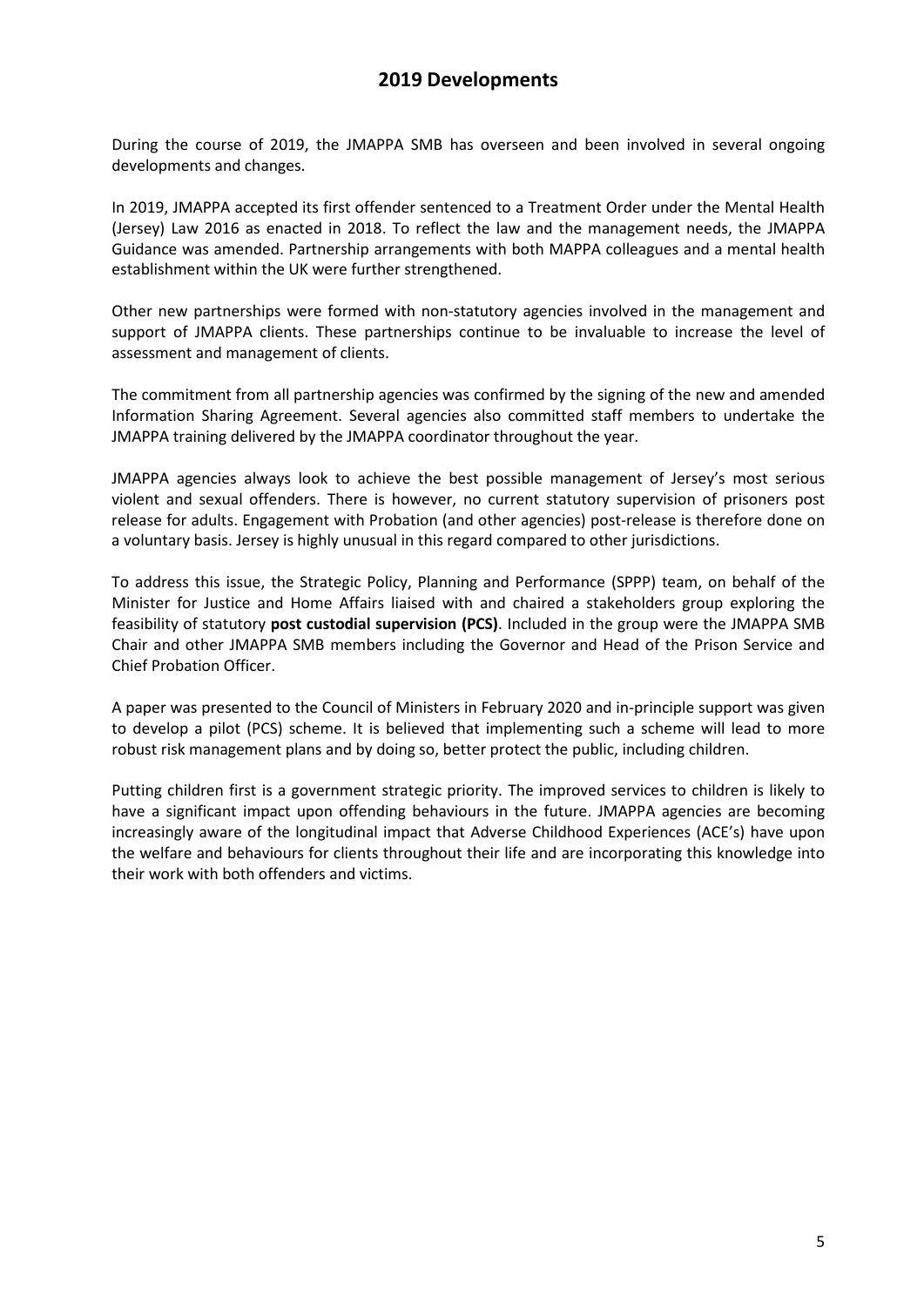## 2019 Developments

During the course of 2019, the JMAPPA SMB has overseen and been involved in several ongoing developments and changes.

In 2019, JMAPPA accepted its first offender sentenced to a Treatment Order under the Mental Health (Jersey) Law 2016 as enacted in 2018. To reflect the law and the management needs, the JMAPPA Guidance was amended. Partnership arrangements with both MAPPA colleagues and a mental health establishment within the UK were further strengthened.

Other new partnerships were formed with non-statutory agencies involved in the management and support of JMAPPA clients. These partnerships continue to be invaluable to increase the level of assessment and management of clients.

The commitment from all partnership agencies was confirmed by the signing of the new and amended Information Sharing Agreement. Several agencies also committed staff members to undertake the JMAPPA training delivered by the JMAPPA coordinator throughout the year.

JMAPPA agencies always look to achieve the best possible management of Jersey's most serious violent and sexual offenders. There is however, no current statutory supervision of prisoners post release for adults. Engagement with Probation (and other agencies) post-release is therefore done on a voluntary basis. Jersey is highly unusual in this regard compared to other jurisdictions.

To address this issue, the Strategic Policy, Planning and Performance (SPPP) team, on behalf of the Minister for Justice and Home Affairs liaised with and chaired a stakeholders group exploring the feasibility of statutory **post custodial supervision (PCS)**. Included in the group were the JMAPPA SMB Chair and other JMAPPA SMB members including the Governor and Head of the Prison Service and Chief Probation Officer.

A paper was presented to the Council of Ministers in February 2020 and in-principle support was given to develop a pilot (PCS) scheme. It is believed that implementing such a scheme will lead to more robust risk management plans and by doing so, better protect the public, including children.

Putting children first is a government strategic priority. The improved services to children is likely to have a significant impact upon offending behaviours in the future. JMAPPA agencies are becoming increasingly aware of the longitudinal impact that Adverse Childhood Experiences (ACE's) have upon the welfare and behaviours for clients throughout their life and are incorporating this knowledge into their work with both offenders and victims.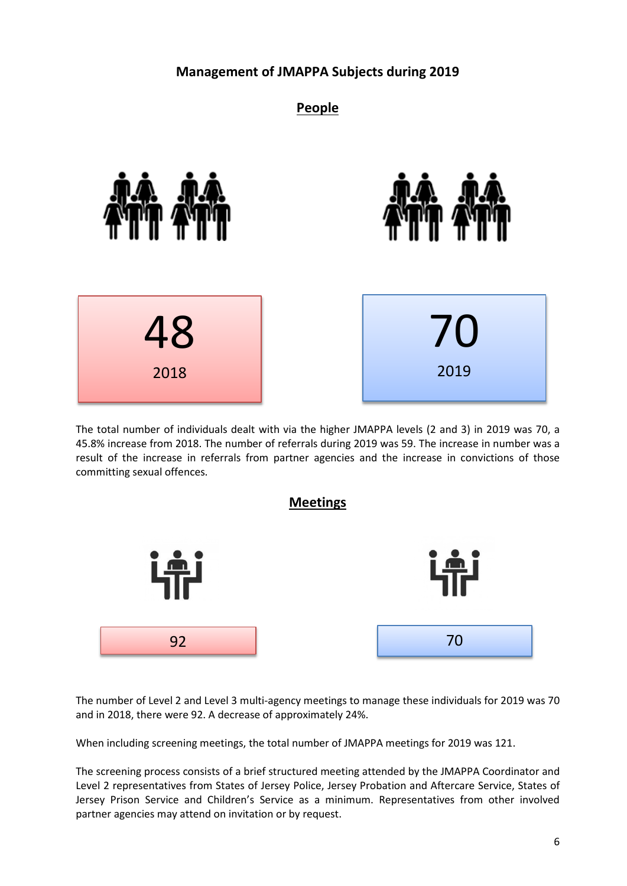## Management of JMAPPA Subjects during 2019

### People

**48**
2018

**70**
2019

The total number of individuals dealt with via the higher JMAPPA levels (2 and 3) in 2019 was 70, a 45.8% increase from 2018. The number of referrals during 2019 was 59. The increase in number was a result of the increase in referrals from partner agencies and the increase in convictions of those committing sexual offences.

### Meetings

92

70

The number of Level 2 and Level 3 multi-agency meetings to manage these individuals for 2019 was 70 and in 2018, there were 92. A decrease of approximately 24%.

When including screening meetings, the total number of JMAPPA meetings for 2019 was 121.

The screening process consists of a brief structured meeting attended by the JMAPPA Coordinator and Level 2 representatives from States of Jersey Police, Jersey Probation and Aftercare Service, States of Jersey Prison Service and Children's Service as a minimum. Representatives from other involved partner agencies may attend on invitation or by request.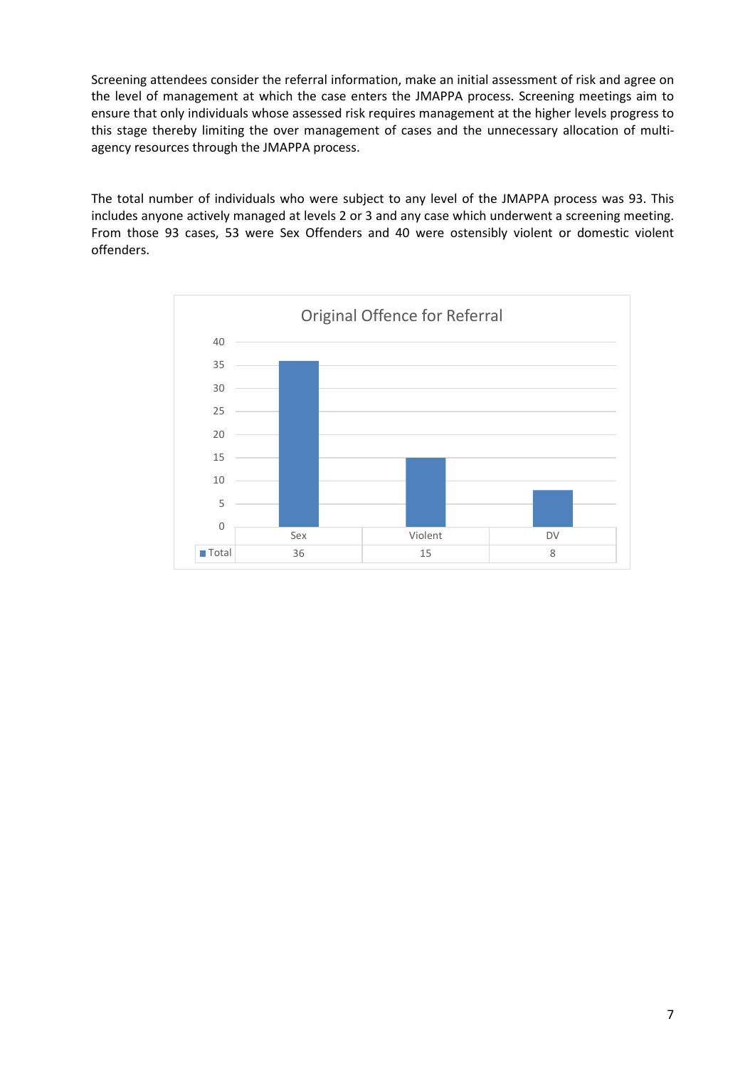Screening attendees consider the referral information, make an initial assessment of risk and agree on the level of management at which the case enters the JMAPPA process. Screening meetings aim to ensure that only individuals whose assessed risk requires management at the higher levels progress to this stage thereby limiting the over management of cases and the unnecessary allocation of multi-agency resources through the JMAPPA process.

The total number of individuals who were subject to any level of the JMAPPA process was 93. This includes anyone actively managed at levels 2 or 3 and any case which underwent a screening meeting. From those 93 cases, 53 were Sex Offenders and 40 were ostensibly violent or domestic violent offenders.

**Original Offence for Referral**

| | Sex | Violent | DV |
|---|---|---|---|
| Total | 36 | 15 | 8 |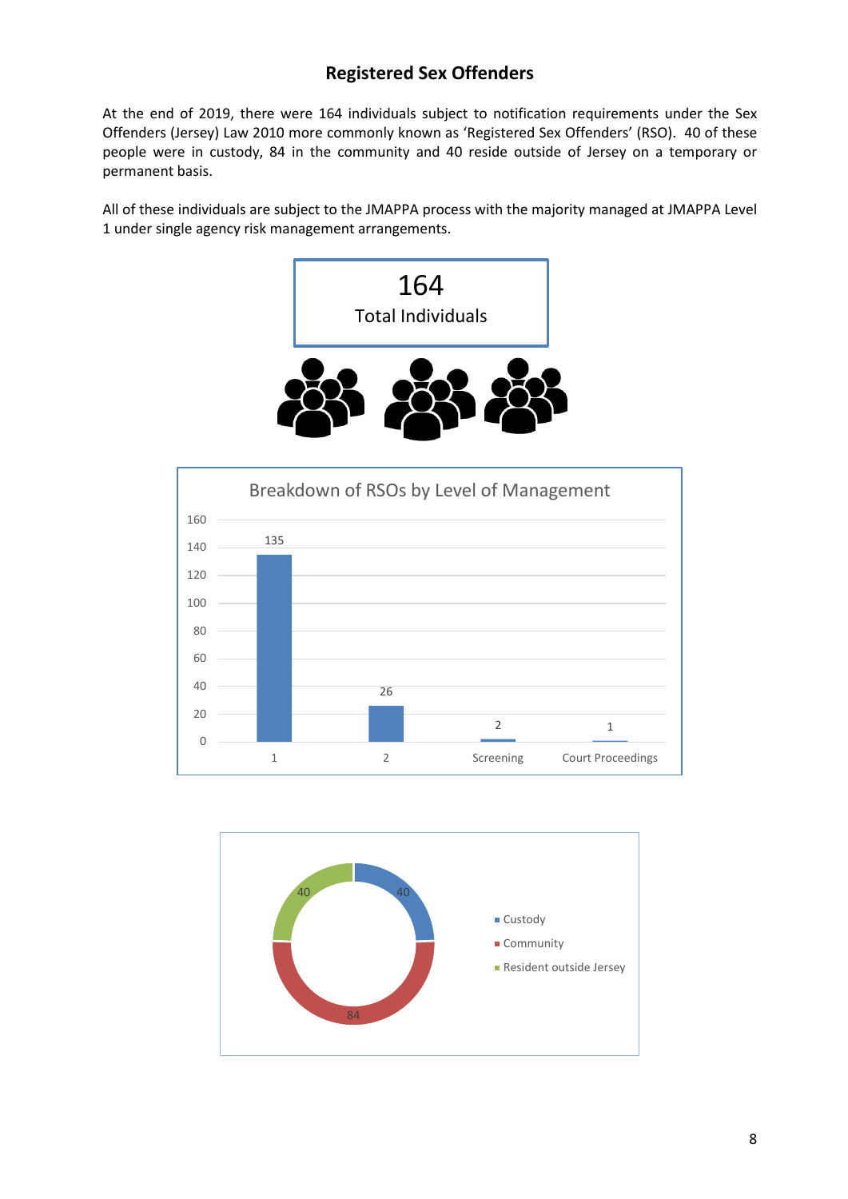## Registered Sex Offenders

At the end of 2019, there were 164 individuals subject to notification requirements under the Sex Offenders (Jersey) Law 2010 more commonly known as 'Registered Sex Offenders' (RSO). 40 of these people were in custody, 84 in the community and 40 reside outside of Jersey on a temporary or permanent basis.

All of these individuals are subject to the JMAPPA process with the majority managed at JMAPPA Level 1 under single agency risk management arrangements.

**164**
Total Individuals

**Breakdown of RSOs by Level of Management**

| Level of Management | Number |
|---|---|
| 1 | 135 |
| 2 | 26 |
| Screening | 2 |
| Court Proceedings | 1 |

| Location | Number |
|---|---|
| Custody | 40 |
| Community | 84 |
| Resident outside Jersey | 40 |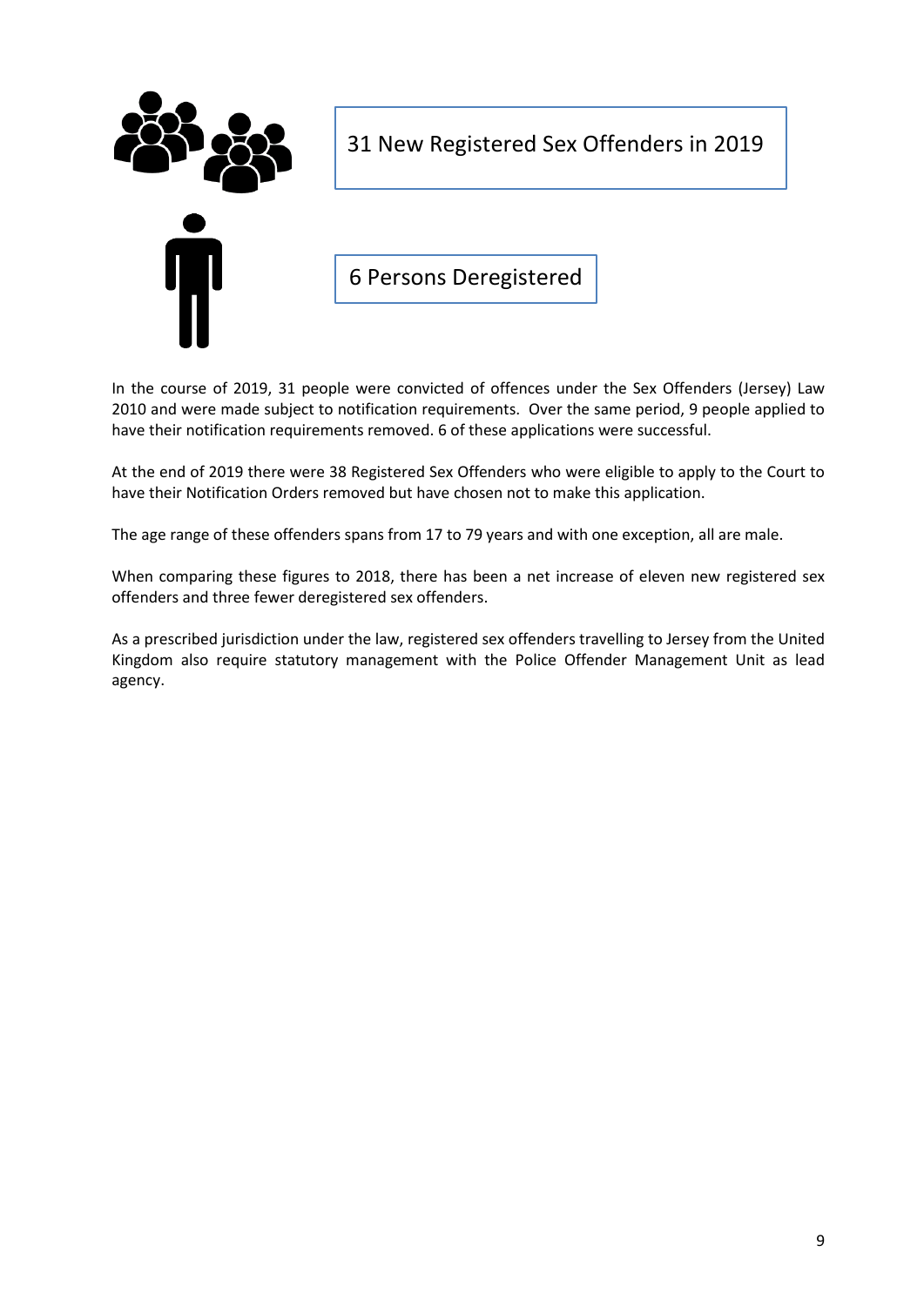31 New Registered Sex Offenders in 2019

6 Persons Deregistered

In the course of 2019, 31 people were convicted of offences under the Sex Offenders (Jersey) Law 2010 and were made subject to notification requirements. Over the same period, 9 people applied to have their notification requirements removed. 6 of these applications were successful.

At the end of 2019 there were 38 Registered Sex Offenders who were eligible to apply to the Court to have their Notification Orders removed but have chosen not to make this application.

The age range of these offenders spans from 17 to 79 years and with one exception, all are male.

When comparing these figures to 2018, there has been a net increase of eleven new registered sex offenders and three fewer deregistered sex offenders.

As a prescribed jurisdiction under the law, registered sex offenders travelling to Jersey from the United Kingdom also require statutory management with the Police Offender Management Unit as lead agency.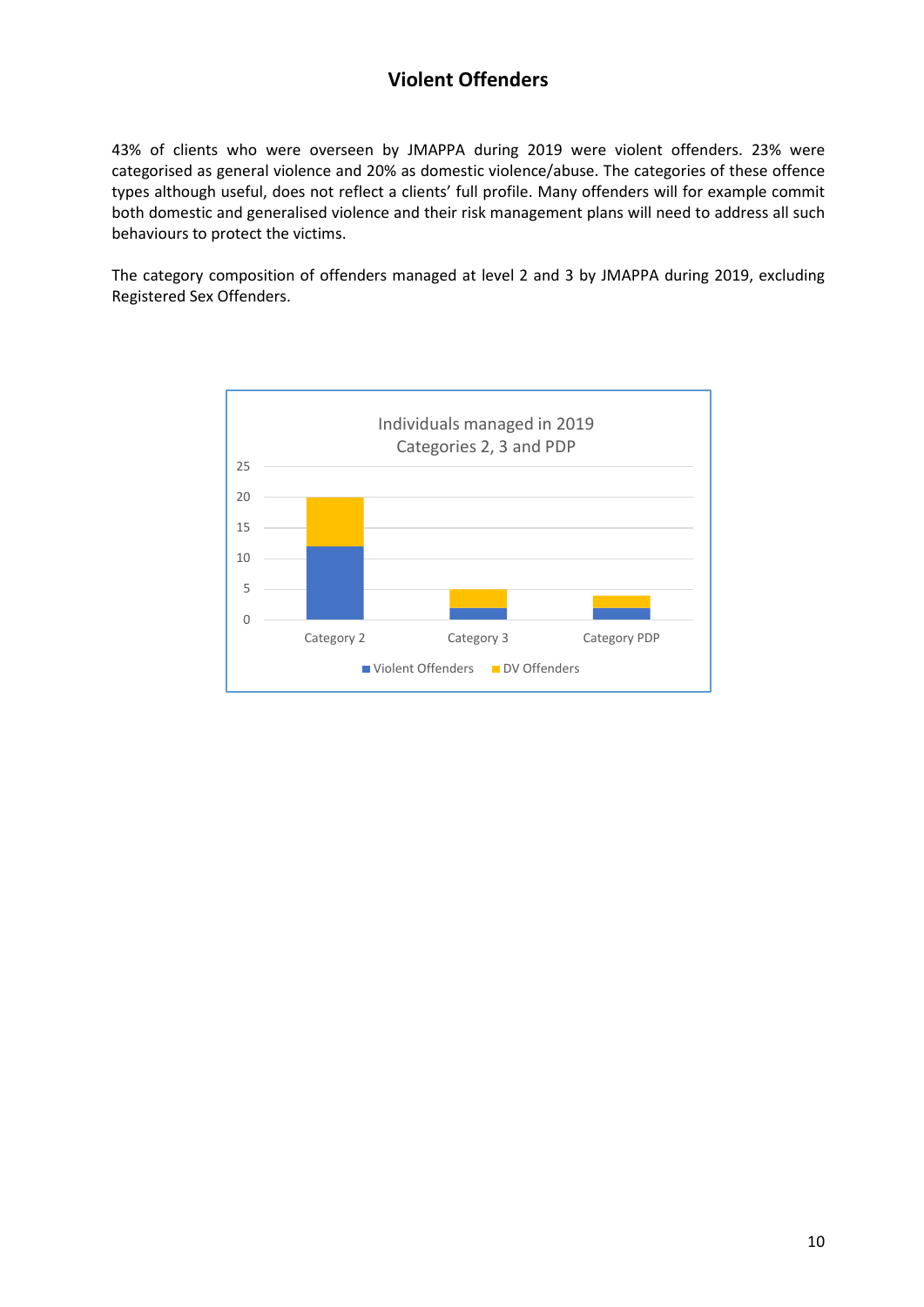# Violent Offenders

43% of clients who were overseen by JMAPPA during 2019 were violent offenders. 23% were categorised as general violence and 20% as domestic violence/abuse. The categories of these offence types although useful, does not reflect a clients' full profile. Many offenders will for example commit both domestic and generalised violence and their risk management plans will need to address all such behaviours to protect the victims.

The category composition of offenders managed at level 2 and 3 by JMAPPA during 2019, excluding Registered Sex Offenders.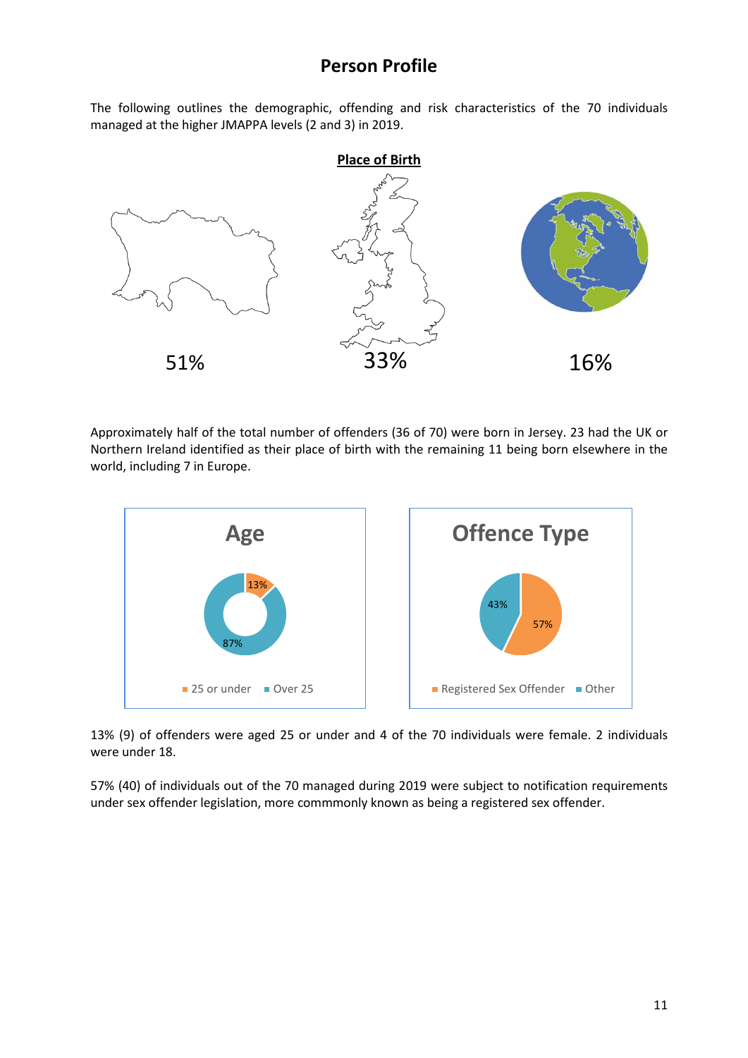# Person Profile

The following outlines the demographic, offending and risk characteristics of the 70 individuals managed at the higher JMAPPA levels (2 and 3) in 2019.

**Place of Birth**

51%

33%

16%

Approximately half of the total number of offenders (36 of 70) were born in Jersey. 23 had the UK or Northern Ireland identified as their place of birth with the remaining 11 being born elsewhere in the world, including 7 in Europe.

**Age**

13%

87%

25 or under · Over 25

**Offence Type**

43%

57%

Registered Sex Offender · Other

13% (9) of offenders were aged 25 or under and 4 of the 70 individuals were female. 2 individuals were under 18.

57% (40) of individuals out of the 70 managed during 2019 were subject to notification requirements under sex offender legislation, more commmonly known as being a registered sex offender.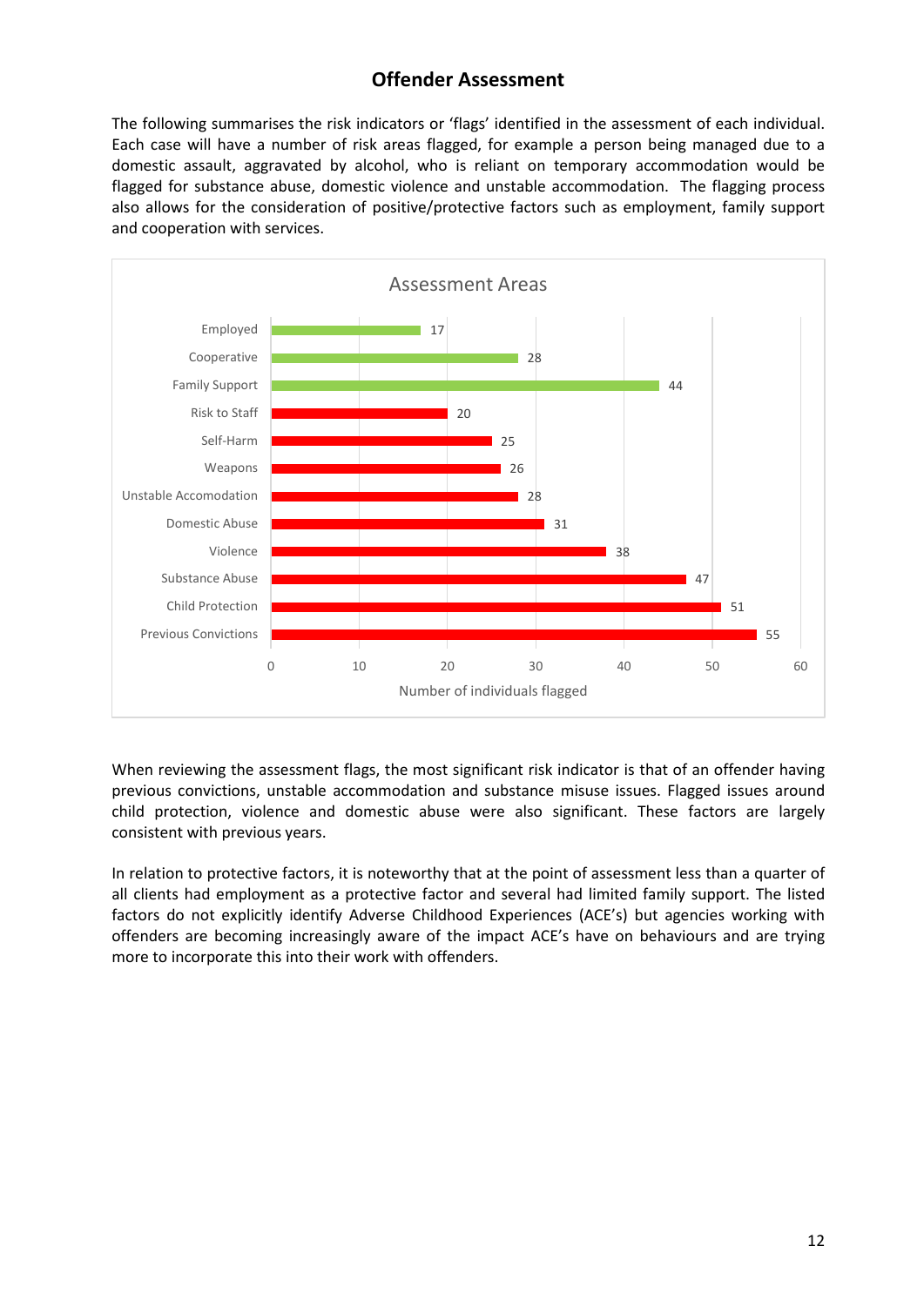## Offender Assessment

The following summarises the risk indicators or 'flags' identified in the assessment of each individual. Each case will have a number of risk areas flagged, for example a person being managed due to a domestic assault, aggravated by alcohol, who is reliant on temporary accommodation would be flagged for substance abuse, domestic violence and unstable accommodation. The flagging process also allows for the consideration of positive/protective factors such as employment, family support and cooperation with services.

**Assessment Areas**

| Assessment Area | Number of individuals flagged |
|---|---|
| Employed | 17 |
| Cooperative | 28 |
| Family Support | 44 |
| Risk to Staff | 20 |
| Self-Harm | 25 |
| Weapons | 26 |
| Unstable Accomodation | 28 |
| Domestic Abuse | 31 |
| Violence | 38 |
| Substance Abuse | 47 |
| Child Protection | 51 |
| Previous Convictions | 55 |

When reviewing the assessment flags, the most significant risk indicator is that of an offender having previous convictions, unstable accommodation and substance misuse issues. Flagged issues around child protection, violence and domestic abuse were also significant. These factors are largely consistent with previous years.

In relation to protective factors, it is noteworthy that at the point of assessment less than a quarter of all clients had employment as a protective factor and several had limited family support. The listed factors do not explicitly identify Adverse Childhood Experiences (ACE's) but agencies working with offenders are becoming increasingly aware of the impact ACE's have on behaviours and are trying more to incorporate this into their work with offenders.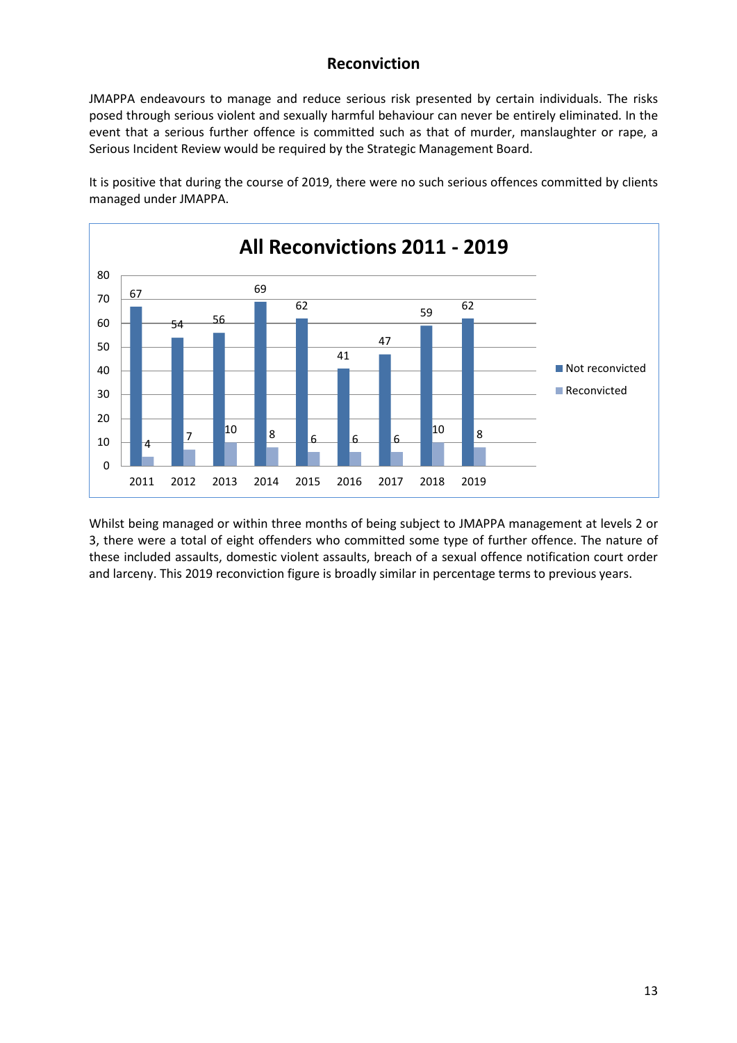## Reconviction

JMAPPA endeavours to manage and reduce serious risk presented by certain individuals. The risks posed through serious violent and sexually harmful behaviour can never be entirely eliminated. In the event that a serious further offence is committed such as that of murder, manslaughter or rape, a Serious Incident Review would be required by the Strategic Management Board.

It is positive that during the course of 2019, there were no such serious offences committed by clients managed under JMAPPA.

**All Reconvictions 2011 - 2019**

| Year | Not reconvicted | Reconvicted |
|---|---|---|
| 2011 | 67 | 4 |
| 2012 | 54 | 7 |
| 2013 | 56 | 10 |
| 2014 | 69 | 8 |
| 2015 | 62 | 6 |
| 2016 | 41 | 6 |
| 2017 | 47 | 6 |
| 2018 | 59 | 10 |
| 2019 | 62 | 8 |

Whilst being managed or within three months of being subject to JMAPPA management at levels 2 or 3, there were a total of eight offenders who committed some type of further offence. The nature of these included assaults, domestic violent assaults, breach of a sexual offence notification court order and larceny. This 2019 reconviction figure is broadly similar in percentage terms to previous years.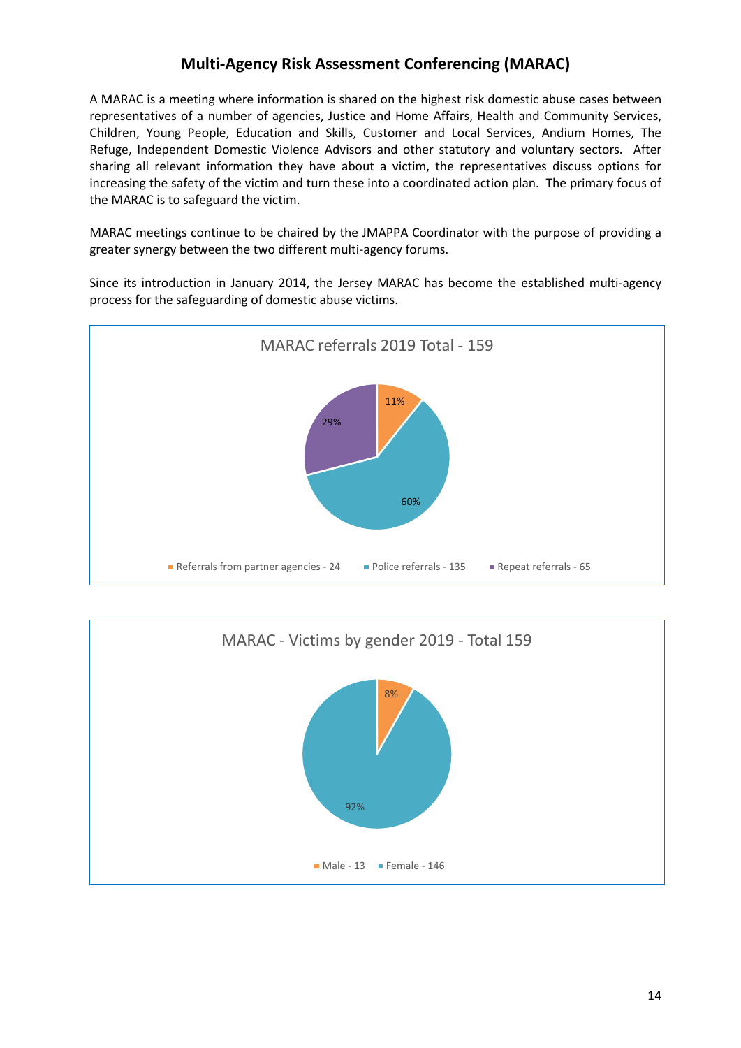## Multi-Agency Risk Assessment Conferencing (MARAC)

A MARAC is a meeting where information is shared on the highest risk domestic abuse cases between representatives of a number of agencies, Justice and Home Affairs, Health and Community Services, Children, Young People, Education and Skills, Customer and Local Services, Andium Homes, The Refuge, Independent Domestic Violence Advisors and other statutory and voluntary sectors. After sharing all relevant information they have about a victim, the representatives discuss options for increasing the safety of the victim and turn these into a coordinated action plan. The primary focus of the MARAC is to safeguard the victim.

MARAC meetings continue to be chaired by the JMAPPA Coordinator with the purpose of providing a greater synergy between the two different multi-agency forums.

Since its introduction in January 2014, the Jersey MARAC has become the established multi-agency process for the safeguarding of domestic abuse victims.

**MARAC referrals 2019 Total - 159**

| Category | Count | Percentage |
|---|---|---|
| Referrals from partner agencies | 24 | 11% |
| Police referrals | 135 | 60% |
| Repeat referrals | 65 | 29% |

**MARAC - Victims by gender 2019 - Total 159**

| Gender | Count | Percentage |
|---|---|---|
| Male | 13 | 8% |
| Female | 146 | 92% |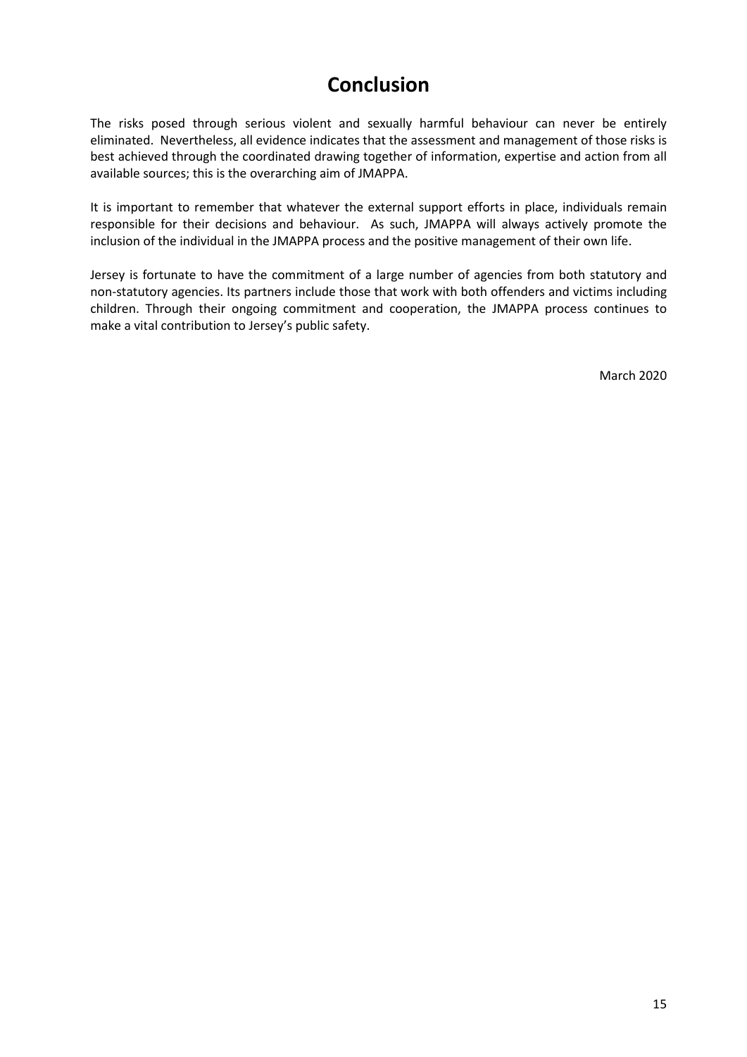# Conclusion

The risks posed through serious violent and sexually harmful behaviour can never be entirely eliminated. Nevertheless, all evidence indicates that the assessment and management of those risks is best achieved through the coordinated drawing together of information, expertise and action from all available sources; this is the overarching aim of JMAPPA.

It is important to remember that whatever the external support efforts in place, individuals remain responsible for their decisions and behaviour. As such, JMAPPA will always actively promote the inclusion of the individual in the JMAPPA process and the positive management of their own life.

Jersey is fortunate to have the commitment of a large number of agencies from both statutory and non-statutory agencies. Its partners include those that work with both offenders and victims including children. Through their ongoing commitment and cooperation, the JMAPPA process continues to make a vital contribution to Jersey's public safety.

March 2020